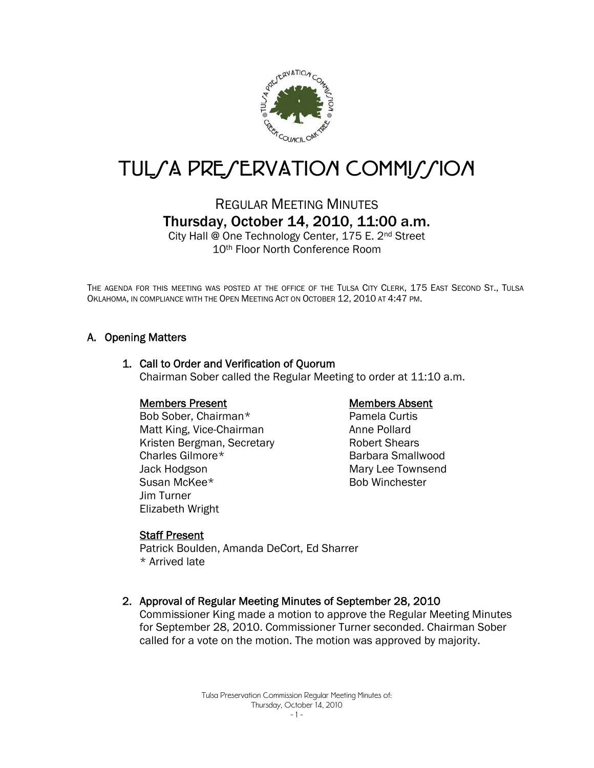# TULSA PRESERVATION COMMISSION

## REGULAR MEETING MINUTES

### Thursday, October 14, 2010, 11:00 a.m.

City Hall @ One Technology Center, 175 E. 2nd Street
10th Floor North Conference Room

THE AGENDA FOR THIS MEETING WAS POSTED AT THE OFFICE OF THE TULSA CITY CLERK, 175 EAST SECOND ST., TULSA OKLAHOMA, IN COMPLIANCE WITH THE OPEN MEETING ACT ON OCTOBER 12, 2010 AT 4:47 PM.

## A. Opening Matters

### 1. Call to Order and Verification of Quorum

Chairman Sober called the Regular Meeting to order at 11:10 a.m.

**Members Present**

Bob Sober, Chairman*
Matt King, Vice-Chairman
Kristen Bergman, Secretary
Charles Gilmore*
Jack Hodgson
Susan McKee*
Jim Turner
Elizabeth Wright

**Members Absent**

Pamela Curtis
Anne Pollard
Robert Shears
Barbara Smallwood
Mary Lee Townsend
Bob Winchester

**Staff Present**

Patrick Boulden, Amanda DeCort, Ed Sharrer
* Arrived late

### 2. Approval of Regular Meeting Minutes of September 28, 2010

Commissioner King made a motion to approve the Regular Meeting Minutes for September 28, 2010. Commissioner Turner seconded. Chairman Sober called for a vote on the motion. The motion was approved by majority.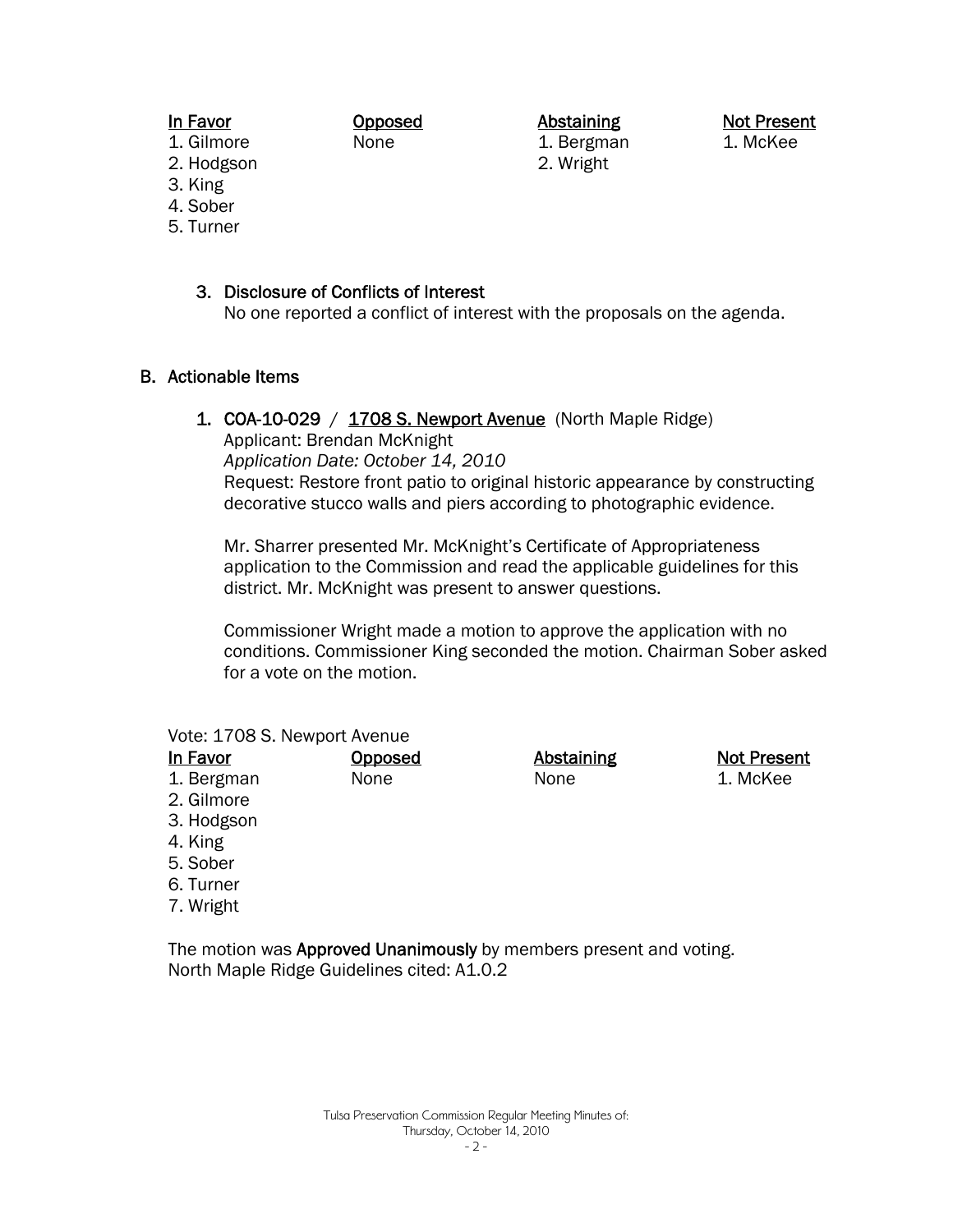| In Favor | Opposed | Abstaining | Not Present |
|---|---|---|---|
| 1. Gilmore | None | 1. Bergman | 1. McKee |
| 2. Hodgson | | 2. Wright | |
| 3. King | | | |
| 4. Sober | | | |
| 5. Turner | | | |

3. Disclosure of Conflicts of Interest
   No one reported a conflict of interest with the proposals on the agenda.

## B. Actionable Items

1. COA-10-029 / 1708 S. Newport Avenue (North Maple Ridge)
   Applicant: Brendan McKnight
   *Application Date: October 14, 2010*
   Request: Restore front patio to original historic appearance by constructing decorative stucco walls and piers according to photographic evidence.

   Mr. Sharrer presented Mr. McKnight's Certificate of Appropriateness application to the Commission and read the applicable guidelines for this district. Mr. McKnight was present to answer questions.

   Commissioner Wright made a motion to approve the application with no conditions. Commissioner King seconded the motion. Chairman Sober asked for a vote on the motion.

Vote: 1708 S. Newport Avenue

| In Favor | Opposed | Abstaining | Not Present |
|---|---|---|---|
| 1. Bergman | None | None | 1. McKee |
| 2. Gilmore | | | |
| 3. Hodgson | | | |
| 4. King | | | |
| 5. Sober | | | |
| 6. Turner | | | |
| 7. Wright | | | |

The motion was **Approved Unanimously** by members present and voting.
North Maple Ridge Guidelines cited: A1.0.2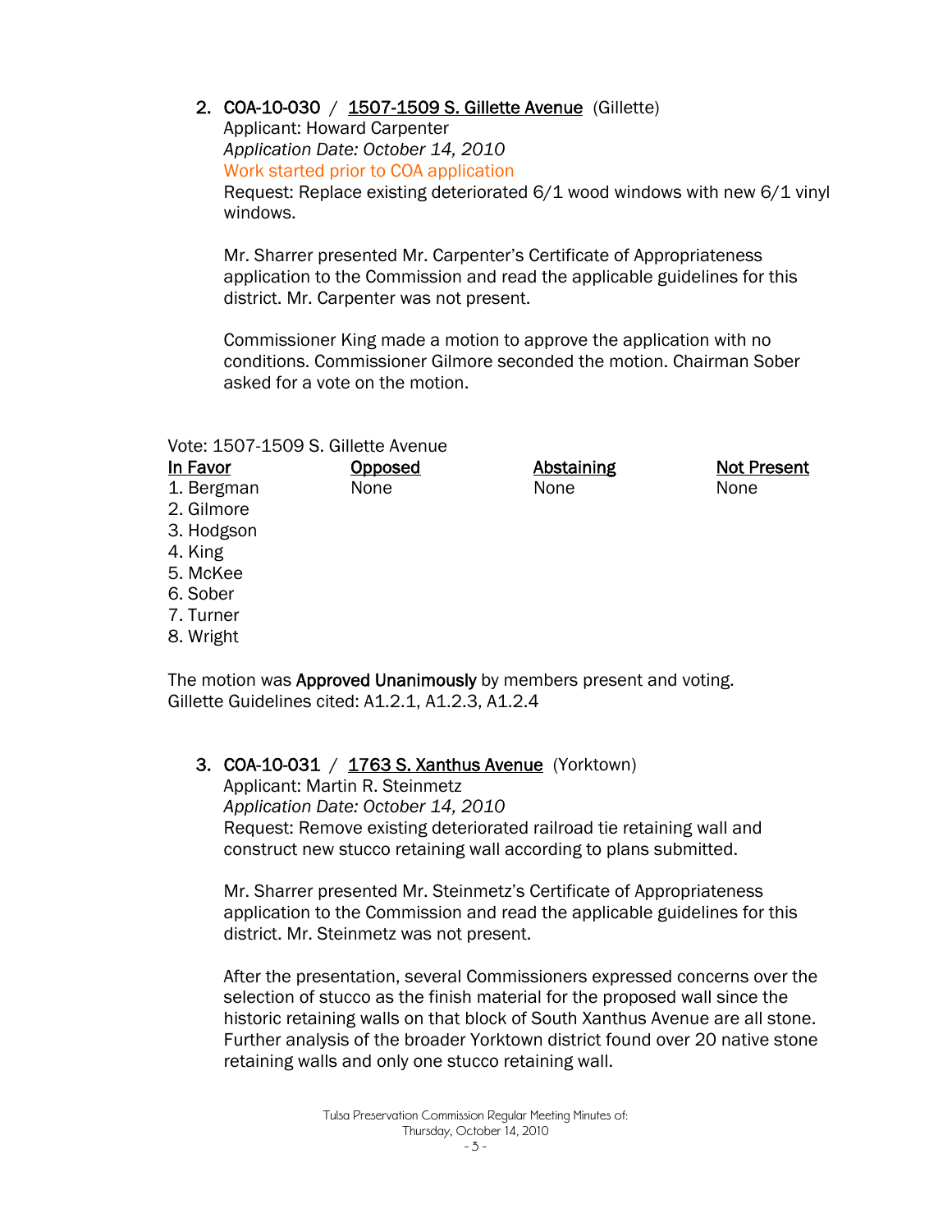2. **COA-10-030** / <u>**1507-1509 S. Gillette Avenue**</u> (Gillette)
   Applicant: Howard Carpenter
   *Application Date: October 14, 2010*
   Work started prior to COA application
   Request: Replace existing deteriorated 6/1 wood windows with new 6/1 vinyl windows.

   Mr. Sharrer presented Mr. Carpenter's Certificate of Appropriateness application to the Commission and read the applicable guidelines for this district. Mr. Carpenter was not present.

   Commissioner King made a motion to approve the application with no conditions. Commissioner Gilmore seconded the motion. Chairman Sober asked for a vote on the motion.

Vote: 1507-1509 S. Gillette Avenue

| In Favor | Opposed | Abstaining | Not Present |
|---|---|---|---|
| 1. Bergman | None | None | None |
| 2. Gilmore | | | |
| 3. Hodgson | | | |
| 4. King | | | |
| 5. McKee | | | |
| 6. Sober | | | |
| 7. Turner | | | |
| 8. Wright | | | |

The motion was **Approved Unanimously** by members present and voting.
Gillette Guidelines cited: A1.2.1, A1.2.3, A1.2.4

3. **COA-10-031** / <u>**1763 S. Xanthus Avenue**</u> (Yorktown)
   Applicant: Martin R. Steinmetz
   *Application Date: October 14, 2010*
   Request: Remove existing deteriorated railroad tie retaining wall and construct new stucco retaining wall according to plans submitted.

   Mr. Sharrer presented Mr. Steinmetz's Certificate of Appropriateness application to the Commission and read the applicable guidelines for this district. Mr. Steinmetz was not present.

   After the presentation, several Commissioners expressed concerns over the selection of stucco as the finish material for the proposed wall since the historic retaining walls on that block of South Xanthus Avenue are all stone. Further analysis of the broader Yorktown district found over 20 native stone retaining walls and only one stucco retaining wall.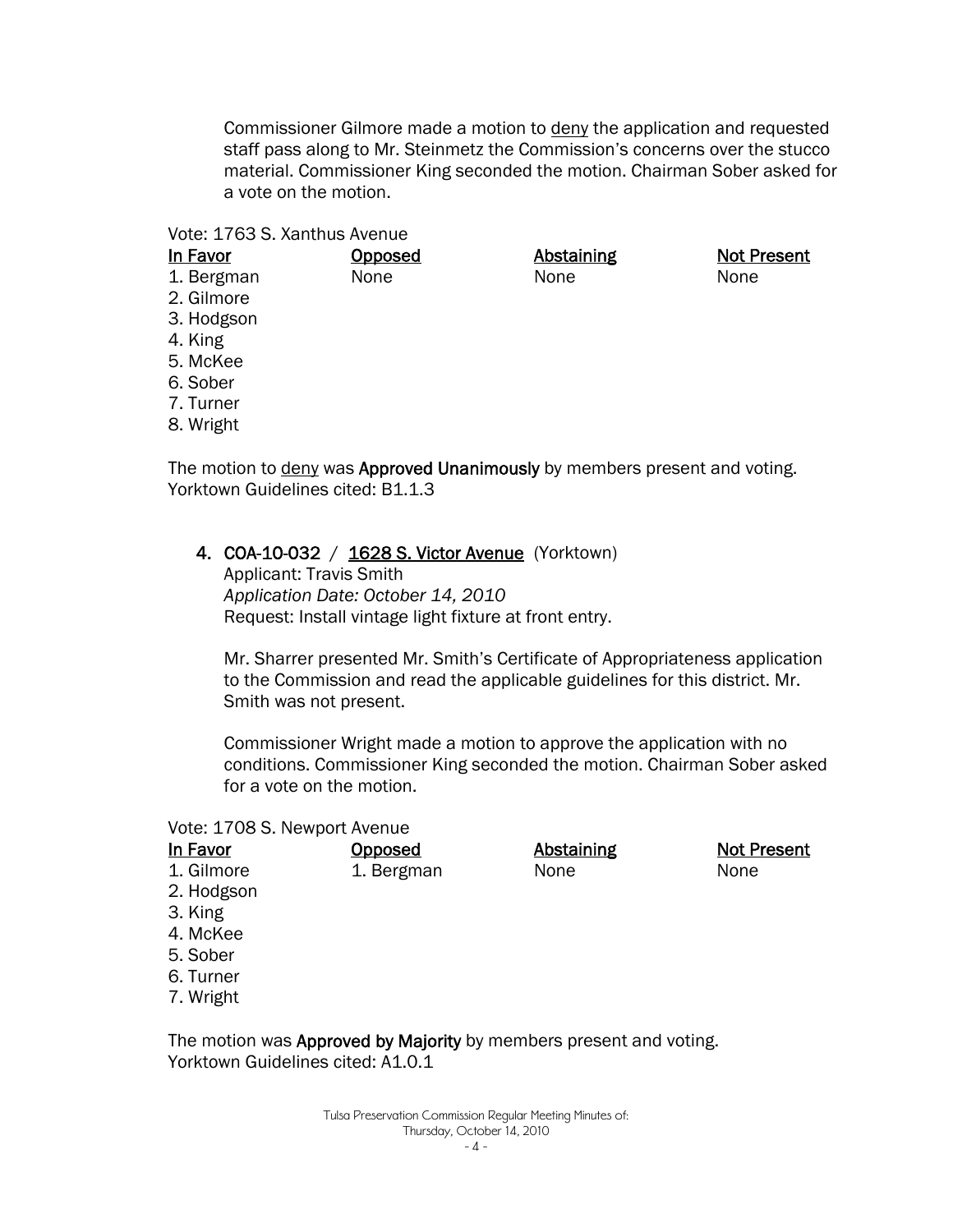Commissioner Gilmore made a motion to <u>deny</u> the application and requested staff pass along to Mr. Steinmetz the Commission's concerns over the stucco material. Commissioner King seconded the motion. Chairman Sober asked for a vote on the motion.

Vote: 1763 S. Xanthus Avenue

| In Favor | Opposed | Abstaining | Not Present |
|---|---|---|---|
| 1. Bergman | None | None | None |
| 2. Gilmore | | | |
| 3. Hodgson | | | |
| 4. King | | | |
| 5. McKee | | | |
| 6. Sober | | | |
| 7. Turner | | | |
| 8. Wright | | | |

The motion to <u>deny</u> was **Approved Unanimously** by members present and voting.
Yorktown Guidelines cited: B1.1.3

4. **COA-10-032** / **<u>1628 S. Victor Avenue</u>** (Yorktown)
   Applicant: Travis Smith
   *Application Date: October 14, 2010*
   Request: Install vintage light fixture at front entry.

   Mr. Sharrer presented Mr. Smith's Certificate of Appropriateness application to the Commission and read the applicable guidelines for this district. Mr. Smith was not present.

   Commissioner Wright made a motion to approve the application with no conditions. Commissioner King seconded the motion. Chairman Sober asked for a vote on the motion.

Vote: 1708 S. Newport Avenue

| In Favor | Opposed | Abstaining | Not Present |
|---|---|---|---|
| 1. Gilmore | 1. Bergman | None | None |
| 2. Hodgson | | | |
| 3. King | | | |
| 4. McKee | | | |
| 5. Sober | | | |
| 6. Turner | | | |
| 7. Wright | | | |

The motion was **Approved by Majority** by members present and voting.
Yorktown Guidelines cited: A1.0.1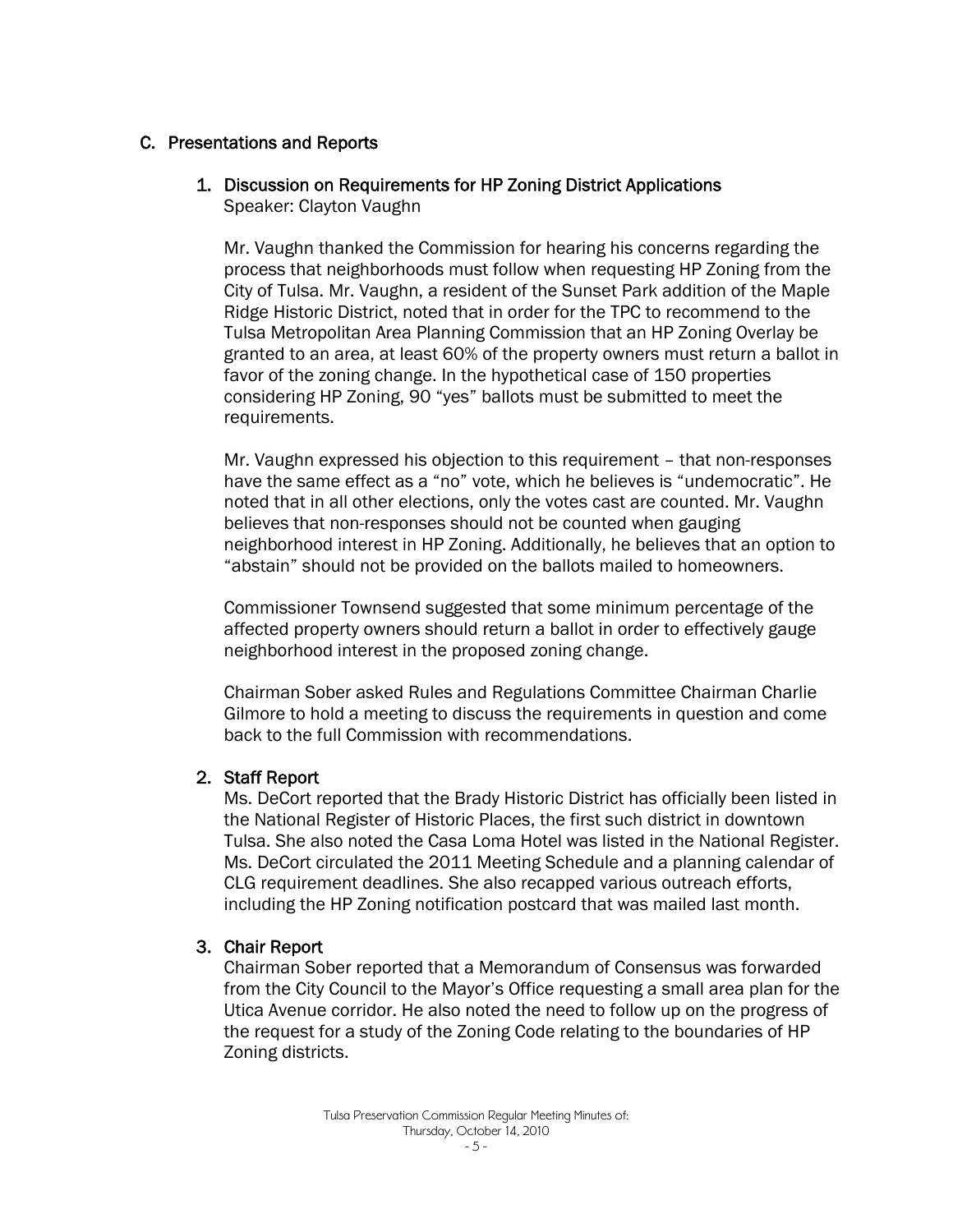## C. Presentations and Reports

### 1. Discussion on Requirements for HP Zoning District Applications

Speaker: Clayton Vaughn

Mr. Vaughn thanked the Commission for hearing his concerns regarding the process that neighborhoods must follow when requesting HP Zoning from the City of Tulsa. Mr. Vaughn, a resident of the Sunset Park addition of the Maple Ridge Historic District, noted that in order for the TPC to recommend to the Tulsa Metropolitan Area Planning Commission that an HP Zoning Overlay be granted to an area, at least 60% of the property owners must return a ballot in favor of the zoning change. In the hypothetical case of 150 properties considering HP Zoning, 90 "yes" ballots must be submitted to meet the requirements.

Mr. Vaughn expressed his objection to this requirement – that non-responses have the same effect as a "no" vote, which he believes is "undemocratic". He noted that in all other elections, only the votes cast are counted. Mr. Vaughn believes that non-responses should not be counted when gauging neighborhood interest in HP Zoning. Additionally, he believes that an option to "abstain" should not be provided on the ballots mailed to homeowners.

Commissioner Townsend suggested that some minimum percentage of the affected property owners should return a ballot in order to effectively gauge neighborhood interest in the proposed zoning change.

Chairman Sober asked Rules and Regulations Committee Chairman Charlie Gilmore to hold a meeting to discuss the requirements in question and come back to the full Commission with recommendations.

### 2. Staff Report

Ms. DeCort reported that the Brady Historic District has officially been listed in the National Register of Historic Places, the first such district in downtown Tulsa. She also noted the Casa Loma Hotel was listed in the National Register. Ms. DeCort circulated the 2011 Meeting Schedule and a planning calendar of CLG requirement deadlines. She also recapped various outreach efforts, including the HP Zoning notification postcard that was mailed last month.

### 3. Chair Report

Chairman Sober reported that a Memorandum of Consensus was forwarded from the City Council to the Mayor's Office requesting a small area plan for the Utica Avenue corridor. He also noted the need to follow up on the progress of the request for a study of the Zoning Code relating to the boundaries of HP Zoning districts.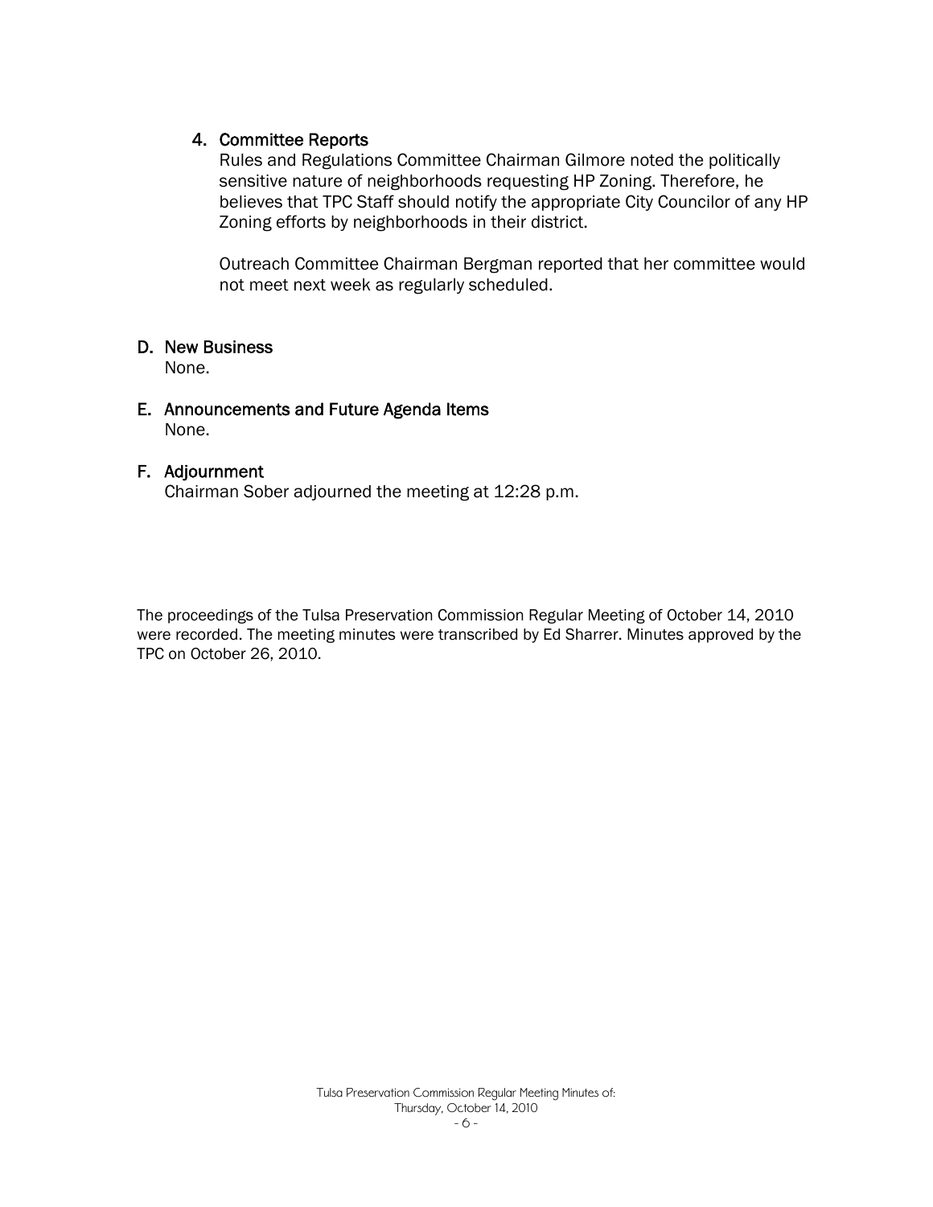4. **Committee Reports**

   Rules and Regulations Committee Chairman Gilmore noted the politically sensitive nature of neighborhoods requesting HP Zoning. Therefore, he believes that TPC Staff should notify the appropriate City Councilor of any HP Zoning efforts by neighborhoods in their district.

   Outreach Committee Chairman Bergman reported that her committee would not meet next week as regularly scheduled.

## D. New Business

None.

## E. Announcements and Future Agenda Items

None.

## F. Adjournment

Chairman Sober adjourned the meeting at 12:28 p.m.

The proceedings of the Tulsa Preservation Commission Regular Meeting of October 14, 2010 were recorded. The meeting minutes were transcribed by Ed Sharrer. Minutes approved by the TPC on October 26, 2010.